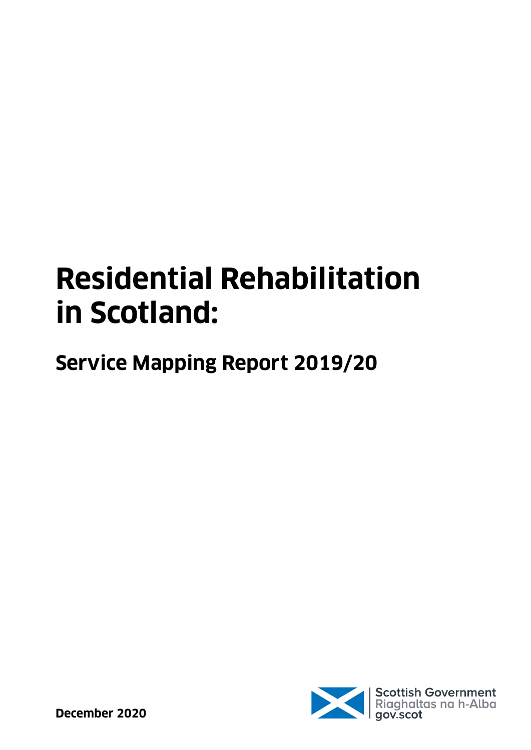# Residential Rehabilitation in Scotland:

## Service Mapping Report 2019/20

**December 2020**

Scottish Government
Riaghaltas na h-Alba
gov.scot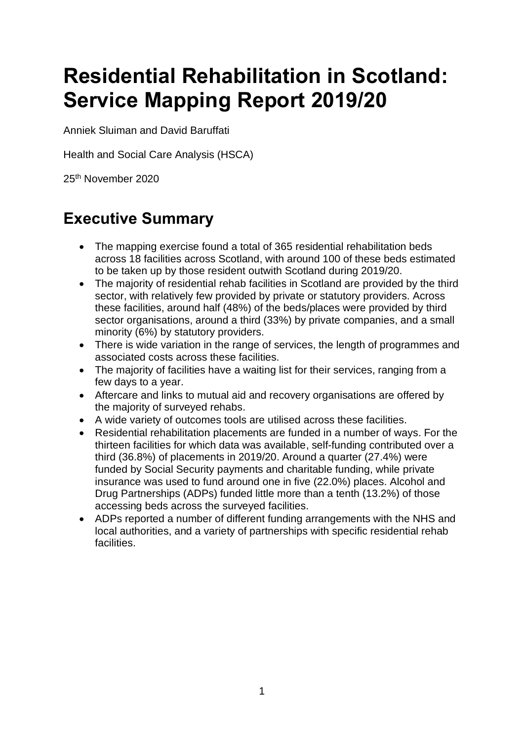# Residential Rehabilitation in Scotland: Service Mapping Report 2019/20

Anniek Sluiman and David Baruffati

Health and Social Care Analysis (HSCA)

25th November 2020

## Executive Summary

- The mapping exercise found a total of 365 residential rehabilitation beds across 18 facilities across Scotland, with around 100 of these beds estimated to be taken up by those resident outwith Scotland during 2019/20.
- The majority of residential rehab facilities in Scotland are provided by the third sector, with relatively few provided by private or statutory providers. Across these facilities, around half (48%) of the beds/places were provided by third sector organisations, around a third (33%) by private companies, and a small minority (6%) by statutory providers.
- There is wide variation in the range of services, the length of programmes and associated costs across these facilities.
- The majority of facilities have a waiting list for their services, ranging from a few days to a year.
- Aftercare and links to mutual aid and recovery organisations are offered by the majority of surveyed rehabs.
- A wide variety of outcomes tools are utilised across these facilities.
- Residential rehabilitation placements are funded in a number of ways. For the thirteen facilities for which data was available, self-funding contributed over a third (36.8%) of placements in 2019/20. Around a quarter (27.4%) were funded by Social Security payments and charitable funding, while private insurance was used to fund around one in five (22.0%) places. Alcohol and Drug Partnerships (ADPs) funded little more than a tenth (13.2%) of those accessing beds across the surveyed facilities.
- ADPs reported a number of different funding arrangements with the NHS and local authorities, and a variety of partnerships with specific residential rehab facilities.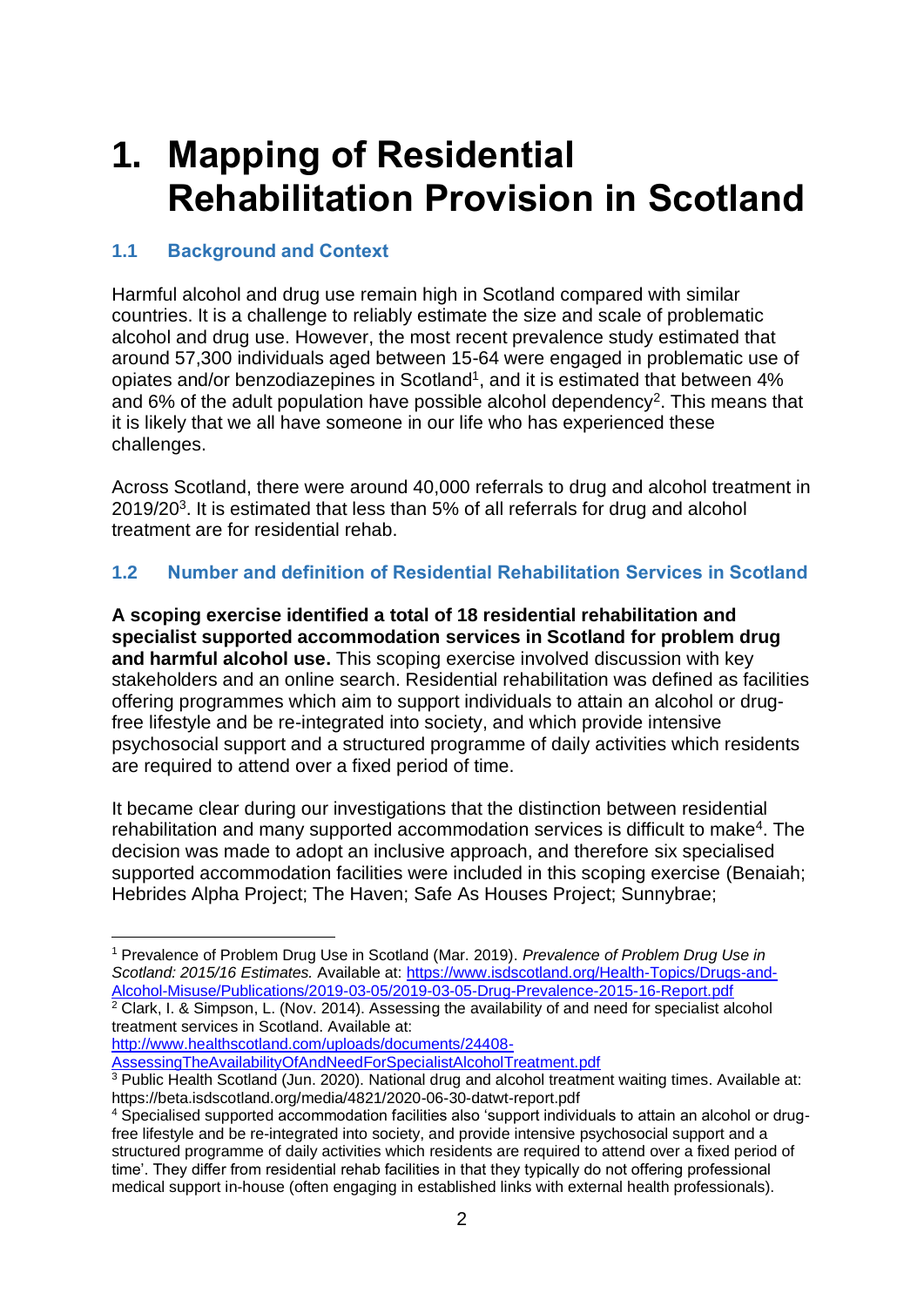# 1. Mapping of Residential Rehabilitation Provision in Scotland

## 1.1 Background and Context

Harmful alcohol and drug use remain high in Scotland compared with similar countries. It is a challenge to reliably estimate the size and scale of problematic alcohol and drug use. However, the most recent prevalence study estimated that around 57,300 individuals aged between 15-64 were engaged in problematic use of opiates and/or benzodiazepines in Scotland[1], and it is estimated that between 4% and 6% of the adult population have possible alcohol dependency[2]. This means that it is likely that we all have someone in our life who has experienced these challenges.

Across Scotland, there were around 40,000 referrals to drug and alcohol treatment in 2019/20[3]. It is estimated that less than 5% of all referrals for drug and alcohol treatment are for residential rehab.

## 1.2 Number and definition of Residential Rehabilitation Services in Scotland

**A scoping exercise identified a total of 18 residential rehabilitation and specialist supported accommodation services in Scotland for problem drug and harmful alcohol use.** This scoping exercise involved discussion with key stakeholders and an online search. Residential rehabilitation was defined as facilities offering programmes which aim to support individuals to attain an alcohol or drug-free lifestyle and be re-integrated into society, and which provide intensive psychosocial support and a structured programme of daily activities which residents are required to attend over a fixed period of time.

It became clear during our investigations that the distinction between residential rehabilitation and many supported accommodation services is difficult to make[4]. The decision was made to adopt an inclusive approach, and therefore six specialised supported accommodation facilities were included in this scoping exercise (Benaiah; Hebrides Alpha Project; The Haven; Safe As Houses Project; Sunnybrae;

---

[1] Prevalence of Problem Drug Use in Scotland (Mar. 2019). *Prevalence of Problem Drug Use in Scotland: 2015/16 Estimates.* Available at: https://www.isdscotland.org/Health-Topics/Drugs-and-Alcohol-Misuse/Publications/2019-03-05/2019-03-05-Drug-Prevalence-2015-16-Report.pdf

[2] Clark, I. & Simpson, L. (Nov. 2014). Assessing the availability of and need for specialist alcohol treatment services in Scotland. Available at: http://www.healthscotland.com/uploads/documents/24408-AssessingTheAvailabilityOfAndNeedForSpecialistAlcoholTreatment.pdf

[3] Public Health Scotland (Jun. 2020). National drug and alcohol treatment waiting times. Available at: https://beta.isdscotland.org/media/4821/2020-06-30-datwt-report.pdf

[4] Specialised supported accommodation facilities also 'support individuals to attain an alcohol or drug-free lifestyle and be re-integrated into society, and provide intensive psychosocial support and a structured programme of daily activities which residents are required to attend over a fixed period of time'. They differ from residential rehab facilities in that they typically do not offering professional medical support in-house (often engaging in established links with external health professionals).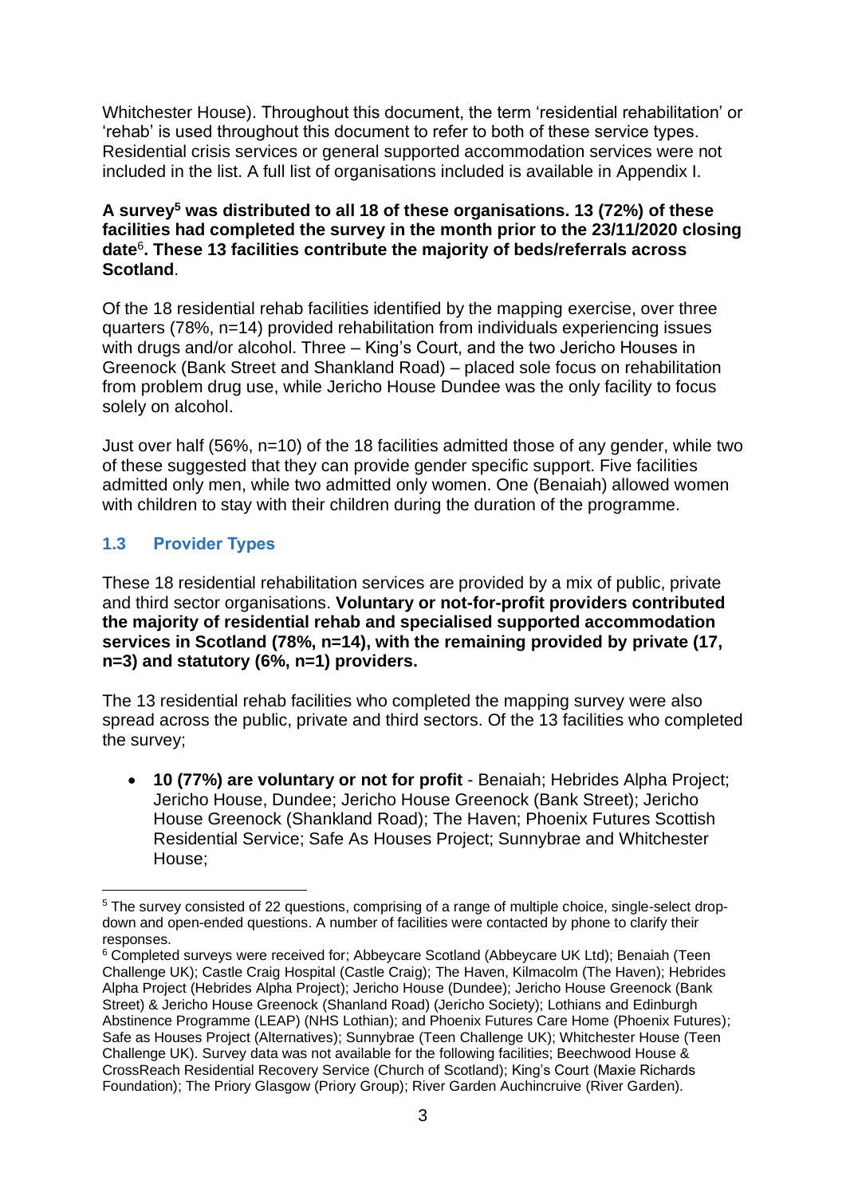Whitchester House). Throughout this document, the term 'residential rehabilitation' or 'rehab' is used throughout this document to refer to both of these service types. Residential crisis services or general supported accommodation services were not included in the list. A full list of organisations included is available in Appendix I.

**A survey[5] was distributed to all 18 of these organisations. 13 (72%) of these facilities had completed the survey in the month prior to the 23/11/2020 closing date[6]. These 13 facilities contribute the majority of beds/referrals across Scotland**.

Of the 18 residential rehab facilities identified by the mapping exercise, over three quarters (78%, n=14) provided rehabilitation from individuals experiencing issues with drugs and/or alcohol. Three – King's Court, and the two Jericho Houses in Greenock (Bank Street and Shankland Road) – placed sole focus on rehabilitation from problem drug use, while Jericho House Dundee was the only facility to focus solely on alcohol.

Just over half (56%, n=10) of the 18 facilities admitted those of any gender, while two of these suggested that they can provide gender specific support. Five facilities admitted only men, while two admitted only women. One (Benaiah) allowed women with children to stay with their children during the duration of the programme.

### 1.3 Provider Types

These 18 residential rehabilitation services are provided by a mix of public, private and third sector organisations. **Voluntary or not-for-profit providers contributed the majority of residential rehab and specialised supported accommodation services in Scotland (78%, n=14), with the remaining provided by private (17, n=3) and statutory (6%, n=1) providers.**

The 13 residential rehab facilities who completed the mapping survey were also spread across the public, private and third sectors. Of the 13 facilities who completed the survey;

- **10 (77%) are voluntary or not for profit** - Benaiah; Hebrides Alpha Project; Jericho House, Dundee; Jericho House Greenock (Bank Street); Jericho House Greenock (Shankland Road); The Haven; Phoenix Futures Scottish Residential Service; Safe As Houses Project; Sunnybrae and Whitchester House;

---

[5] The survey consisted of 22 questions, comprising of a range of multiple choice, single-select drop-down and open-ended questions. A number of facilities were contacted by phone to clarify their responses.

[6] Completed surveys were received for; Abbeycare Scotland (Abbeycare UK Ltd); Benaiah (Teen Challenge UK); Castle Craig Hospital (Castle Craig); The Haven, Kilmacolm (The Haven); Hebrides Alpha Project (Hebrides Alpha Project); Jericho House (Dundee); Jericho House Greenock (Bank Street) & Jericho House Greenock (Shanland Road) (Jericho Society); Lothians and Edinburgh Abstinence Programme (LEAP) (NHS Lothian); and Phoenix Futures Care Home (Phoenix Futures); Safe as Houses Project (Alternatives); Sunnybrae (Teen Challenge UK); Whitchester House (Teen Challenge UK). Survey data was not available for the following facilities; Beechwood House & CrossReach Residential Recovery Service (Church of Scotland); King's Court (Maxie Richards Foundation); The Priory Glasgow (Priory Group); River Garden Auchincruive (River Garden).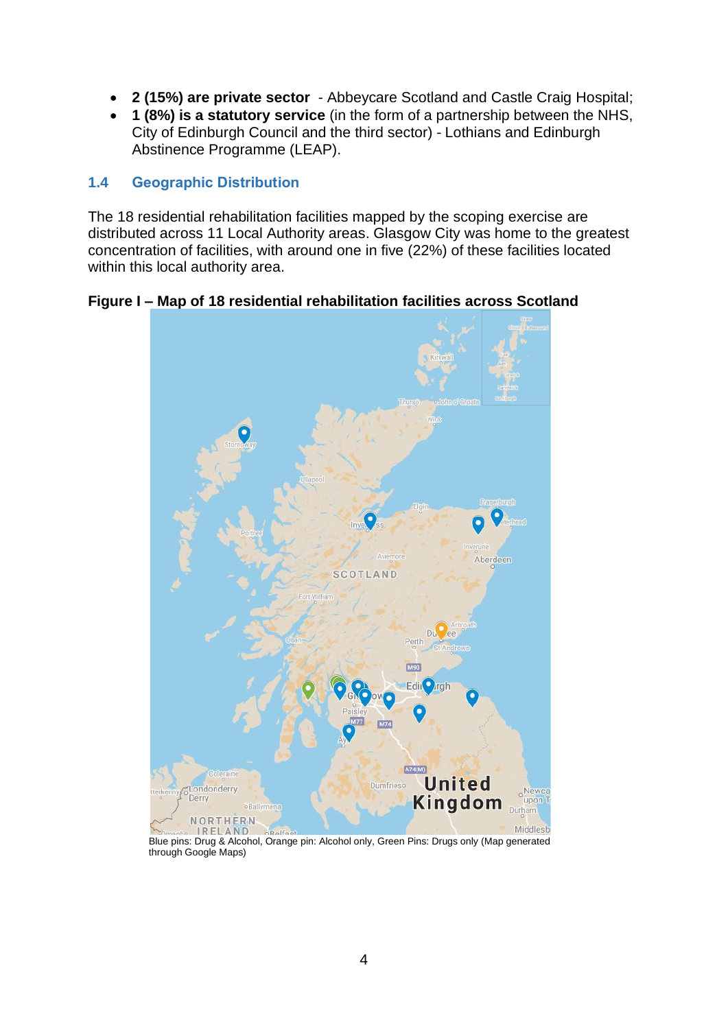- **2 (15%) are private sector** - Abbeycare Scotland and Castle Craig Hospital;
- **1 (8%) is a statutory service** (in the form of a partnership between the NHS, City of Edinburgh Council and the third sector) - Lothians and Edinburgh Abstinence Programme (LEAP).

### 1.4 Geographic Distribution

The 18 residential rehabilitation facilities mapped by the scoping exercise are distributed across 11 Local Authority areas. Glasgow City was home to the greatest concentration of facilities, with around one in five (22%) of these facilities located within this local authority area.

**Figure I – Map of 18 residential rehabilitation facilities across Scotland**

Blue pins: Drug & Alcohol, Orange pin: Alcohol only, Green Pins: Drugs only (Map generated through Google Maps)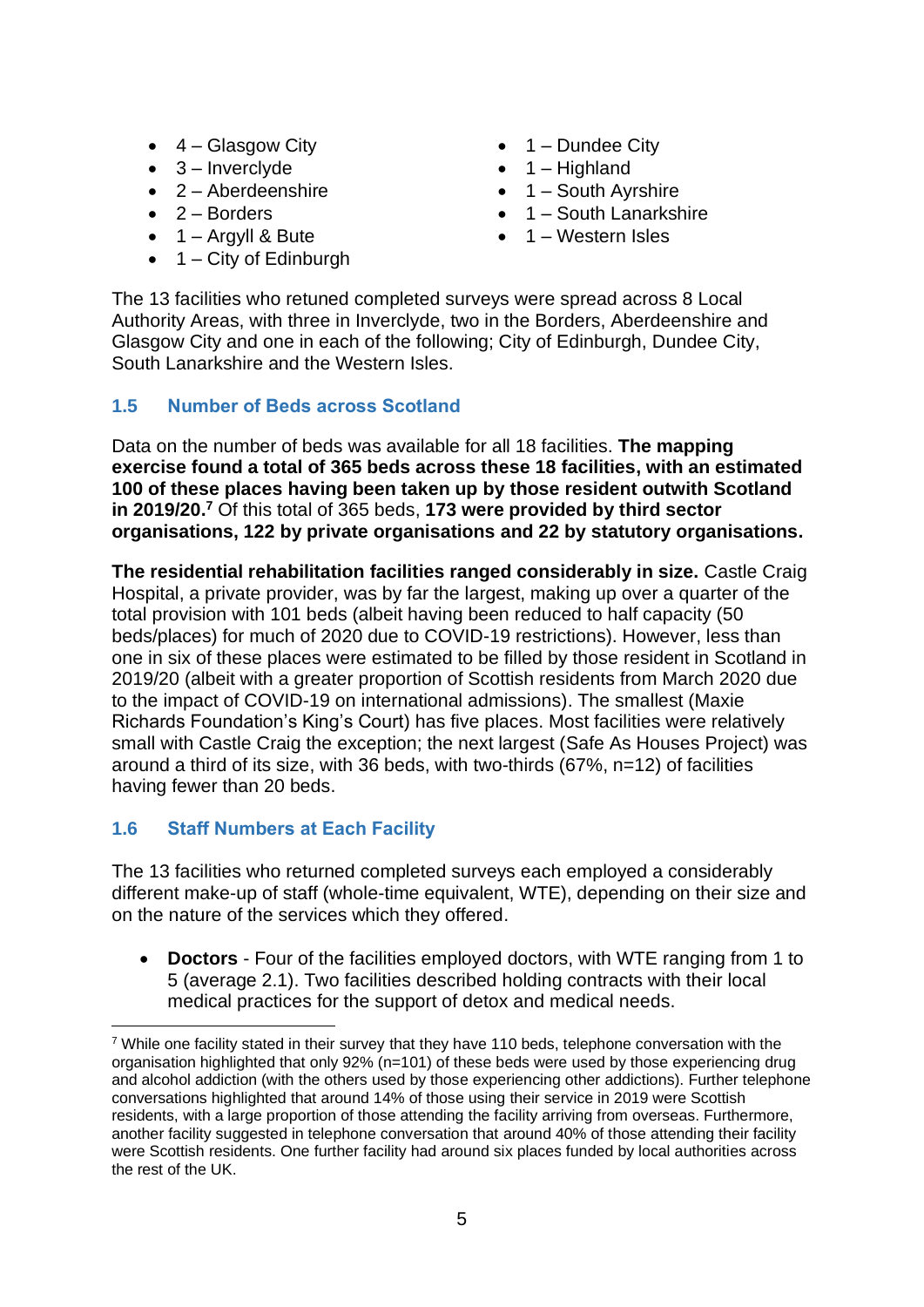- 4 – Glasgow City
- 3 – Inverclyde
- 2 – Aberdeenshire
- 2 – Borders
- 1 – Argyll & Bute
- 1 – City of Edinburgh
- 1 – Dundee City
- 1 – Highland
- 1 – South Ayrshire
- 1 – South Lanarkshire
- 1 – Western Isles

The 13 facilities who retuned completed surveys were spread across 8 Local Authority Areas, with three in Inverclyde, two in the Borders, Aberdeenshire and Glasgow City and one in each of the following; City of Edinburgh, Dundee City, South Lanarkshire and the Western Isles.

### 1.5 Number of Beds across Scotland

Data on the number of beds was available for all 18 facilities. **The mapping exercise found a total of 365 beds across these 18 facilities, with an estimated 100 of these places having been taken up by those resident outwith Scotland in 2019/20.[7]** Of this total of 365 beds, **173 were provided by third sector organisations, 122 by private organisations and 22 by statutory organisations.**

**The residential rehabilitation facilities ranged considerably in size.** Castle Craig Hospital, a private provider, was by far the largest, making up over a quarter of the total provision with 101 beds (albeit having been reduced to half capacity (50 beds/places) for much of 2020 due to COVID-19 restrictions). However, less than one in six of these places were estimated to be filled by those resident in Scotland in 2019/20 (albeit with a greater proportion of Scottish residents from March 2020 due to the impact of COVID-19 on international admissions). The smallest (Maxie Richards Foundation's King's Court) has five places. Most facilities were relatively small with Castle Craig the exception; the next largest (Safe As Houses Project) was around a third of its size, with 36 beds, with two-thirds (67%, n=12) of facilities having fewer than 20 beds.

### 1.6 Staff Numbers at Each Facility

The 13 facilities who returned completed surveys each employed a considerably different make-up of staff (whole-time equivalent, WTE), depending on their size and on the nature of the services which they offered.

- **Doctors** - Four of the facilities employed doctors, with WTE ranging from 1 to 5 (average 2.1). Two facilities described holding contracts with their local medical practices for the support of detox and medical needs.

[7] While one facility stated in their survey that they have 110 beds, telephone conversation with the organisation highlighted that only 92% (n=101) of these beds were used by those experiencing drug and alcohol addiction (with the others used by those experiencing other addictions). Further telephone conversations highlighted that around 14% of those using their service in 2019 were Scottish residents, with a large proportion of those attending the facility arriving from overseas. Furthermore, another facility suggested in telephone conversation that around 40% of those attending their facility were Scottish residents. One further facility had around six places funded by local authorities across the rest of the UK.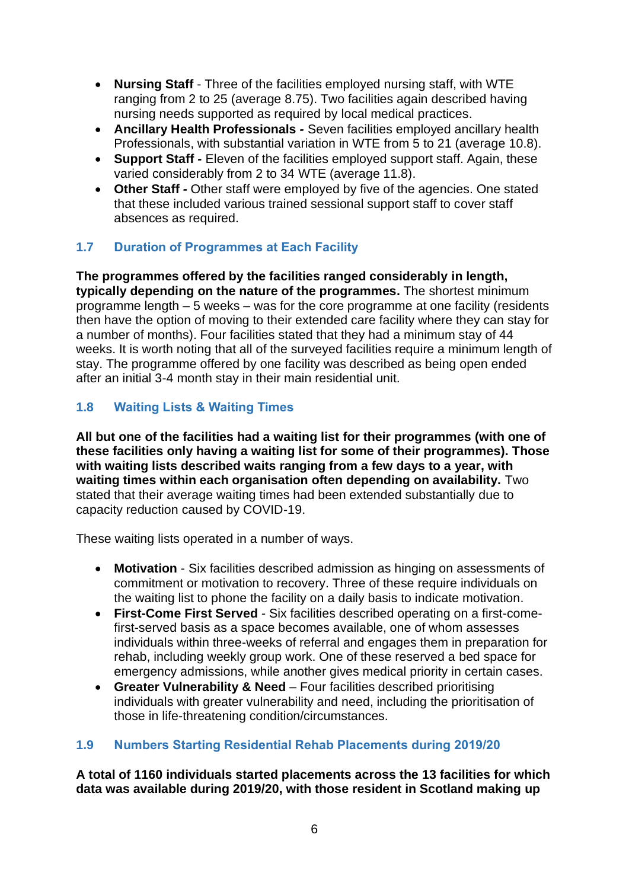- **Nursing Staff** - Three of the facilities employed nursing staff, with WTE ranging from 2 to 25 (average 8.75). Two facilities again described having nursing needs supported as required by local medical practices.
- **Ancillary Health Professionals -** Seven facilities employed ancillary health Professionals, with substantial variation in WTE from 5 to 21 (average 10.8).
- **Support Staff -** Eleven of the facilities employed support staff. Again, these varied considerably from 2 to 34 WTE (average 11.8).
- **Other Staff -** Other staff were employed by five of the agencies. One stated that these included various trained sessional support staff to cover staff absences as required.

### 1.7 Duration of Programmes at Each Facility

**The programmes offered by the facilities ranged considerably in length, typically depending on the nature of the programmes.** The shortest minimum programme length – 5 weeks – was for the core programme at one facility (residents then have the option of moving to their extended care facility where they can stay for a number of months). Four facilities stated that they had a minimum stay of 44 weeks. It is worth noting that all of the surveyed facilities require a minimum length of stay. The programme offered by one facility was described as being open ended after an initial 3-4 month stay in their main residential unit.

### 1.8 Waiting Lists & Waiting Times

**All but one of the facilities had a waiting list for their programmes (with one of these facilities only having a waiting list for some of their programmes). Those with waiting lists described waits ranging from a few days to a year, with waiting times within each organisation often depending on availability.** Two stated that their average waiting times had been extended substantially due to capacity reduction caused by COVID-19.

These waiting lists operated in a number of ways.

- **Motivation** - Six facilities described admission as hinging on assessments of commitment or motivation to recovery. Three of these require individuals on the waiting list to phone the facility on a daily basis to indicate motivation.
- **First-Come First Served** - Six facilities described operating on a first-come-first-served basis as a space becomes available, one of whom assesses individuals within three-weeks of referral and engages them in preparation for rehab, including weekly group work. One of these reserved a bed space for emergency admissions, while another gives medical priority in certain cases.
- **Greater Vulnerability & Need** – Four facilities described prioritising individuals with greater vulnerability and need, including the prioritisation of those in life-threatening condition/circumstances.

### 1.9 Numbers Starting Residential Rehab Placements during 2019/20

**A total of 1160 individuals started placements across the 13 facilities for which data was available during 2019/20, with those resident in Scotland making up**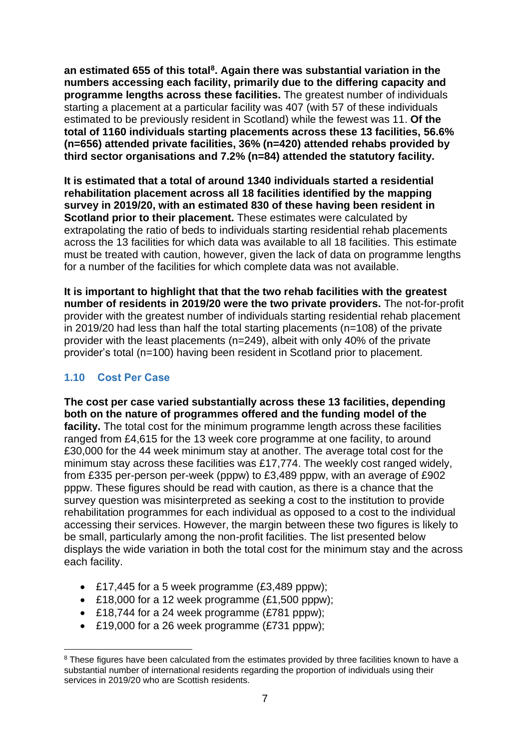**an estimated 655 of this total[8]. Again there was substantial variation in the numbers accessing each facility, primarily due to the differing capacity and programme lengths across these facilities.** The greatest number of individuals starting a placement at a particular facility was 407 (with 57 of these individuals estimated to be previously resident in Scotland) while the fewest was 11. **Of the total of 1160 individuals starting placements across these 13 facilities, 56.6% (n=656) attended private facilities, 36% (n=420) attended rehabs provided by third sector organisations and 7.2% (n=84) attended the statutory facility.**

**It is estimated that a total of around 1340 individuals started a residential rehabilitation placement across all 18 facilities identified by the mapping survey in 2019/20, with an estimated 830 of these having been resident in Scotland prior to their placement.** These estimates were calculated by extrapolating the ratio of beds to individuals starting residential rehab placements across the 13 facilities for which data was available to all 18 facilities. This estimate must be treated with caution, however, given the lack of data on programme lengths for a number of the facilities for which complete data was not available.

**It is important to highlight that that the two rehab facilities with the greatest number of residents in 2019/20 were the two private providers.** The not-for-profit provider with the greatest number of individuals starting residential rehab placement in 2019/20 had less than half the total starting placements (n=108) of the private provider with the least placements (n=249), albeit with only 40% of the private provider's total (n=100) having been resident in Scotland prior to placement.

### 1.10 Cost Per Case

**The cost per case varied substantially across these 13 facilities, depending both on the nature of programmes offered and the funding model of the facility.** The total cost for the minimum programme length across these facilities ranged from £4,615 for the 13 week core programme at one facility, to around £30,000 for the 44 week minimum stay at another. The average total cost for the minimum stay across these facilities was £17,774. The weekly cost ranged widely, from £335 per-person per-week (pppw) to £3,489 pppw, with an average of £902 pppw. These figures should be read with caution, as there is a chance that the survey question was misinterpreted as seeking a cost to the institution to provide rehabilitation programmes for each individual as opposed to a cost to the individual accessing their services. However, the margin between these two figures is likely to be small, particularly among the non-profit facilities. The list presented below displays the wide variation in both the total cost for the minimum stay and the across each facility.

- £17,445 for a 5 week programme (£3,489 pppw);
- £18,000 for a 12 week programme (£1,500 pppw);
- £18,744 for a 24 week programme (£781 pppw);
- £19,000 for a 26 week programme (£731 pppw);

[8] These figures have been calculated from the estimates provided by three facilities known to have a substantial number of international residents regarding the proportion of individuals using their services in 2019/20 who are Scottish residents.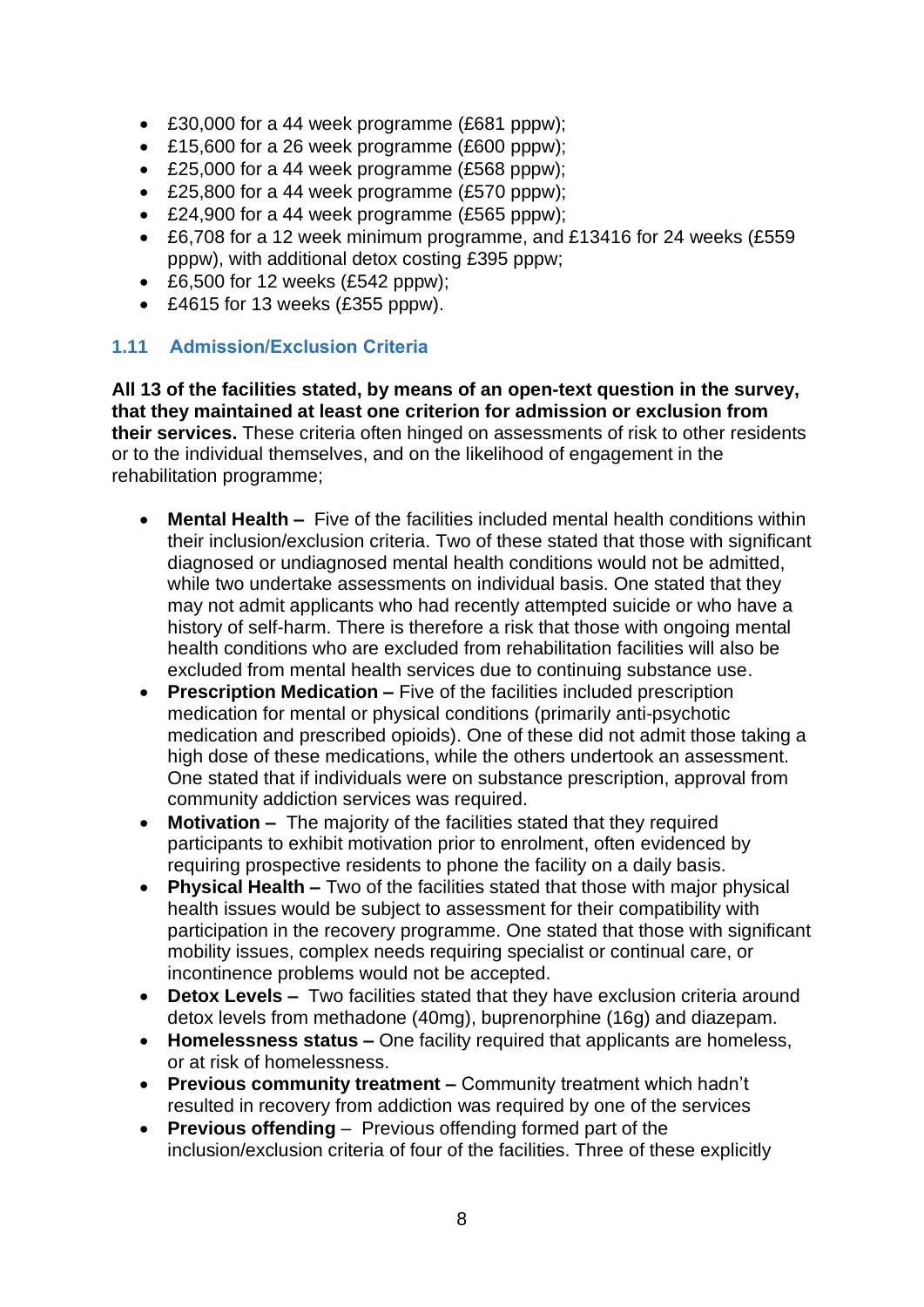- £30,000 for a 44 week programme (£681 pppw);
- £15,600 for a 26 week programme (£600 pppw);
- £25,000 for a 44 week programme (£568 pppw);
- £25,800 for a 44 week programme (£570 pppw);
- £24,900 for a 44 week programme (£565 pppw);
- £6,708 for a 12 week minimum programme, and £13416 for 24 weeks (£559 pppw), with additional detox costing £395 pppw;
- £6,500 for 12 weeks (£542 pppw);
- £4615 for 13 weeks (£355 pppw).

### 1.11 Admission/Exclusion Criteria

**All 13 of the facilities stated, by means of an open-text question in the survey, that they maintained at least one criterion for admission or exclusion from their services.** These criteria often hinged on assessments of risk to other residents or to the individual themselves, and on the likelihood of engagement in the rehabilitation programme;

- **Mental Health –** Five of the facilities included mental health conditions within their inclusion/exclusion criteria. Two of these stated that those with significant diagnosed or undiagnosed mental health conditions would not be admitted, while two undertake assessments on individual basis. One stated that they may not admit applicants who had recently attempted suicide or who have a history of self-harm. There is therefore a risk that those with ongoing mental health conditions who are excluded from rehabilitation facilities will also be excluded from mental health services due to continuing substance use.
- **Prescription Medication –** Five of the facilities included prescription medication for mental or physical conditions (primarily anti-psychotic medication and prescribed opioids). One of these did not admit those taking a high dose of these medications, while the others undertook an assessment. One stated that if individuals were on substance prescription, approval from community addiction services was required.
- **Motivation –** The majority of the facilities stated that they required participants to exhibit motivation prior to enrolment, often evidenced by requiring prospective residents to phone the facility on a daily basis.
- **Physical Health –** Two of the facilities stated that those with major physical health issues would be subject to assessment for their compatibility with participation in the recovery programme. One stated that those with significant mobility issues, complex needs requiring specialist or continual care, or incontinence problems would not be accepted.
- **Detox Levels –** Two facilities stated that they have exclusion criteria around detox levels from methadone (40mg), buprenorphine (16g) and diazepam.
- **Homelessness status –** One facility required that applicants are homeless, or at risk of homelessness.
- **Previous community treatment –** Community treatment which hadn't resulted in recovery from addiction was required by one of the services
- **Previous offending** – Previous offending formed part of the inclusion/exclusion criteria of four of the facilities. Three of these explicitly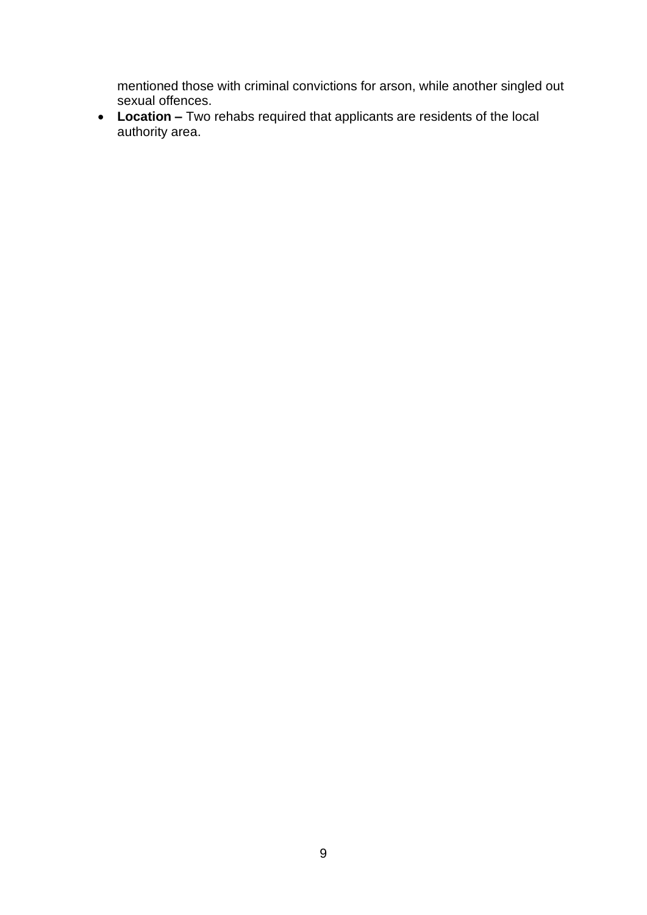mentioned those with criminal convictions for arson, while another singled out sexual offences.

- **Location –** Two rehabs required that applicants are residents of the local authority area.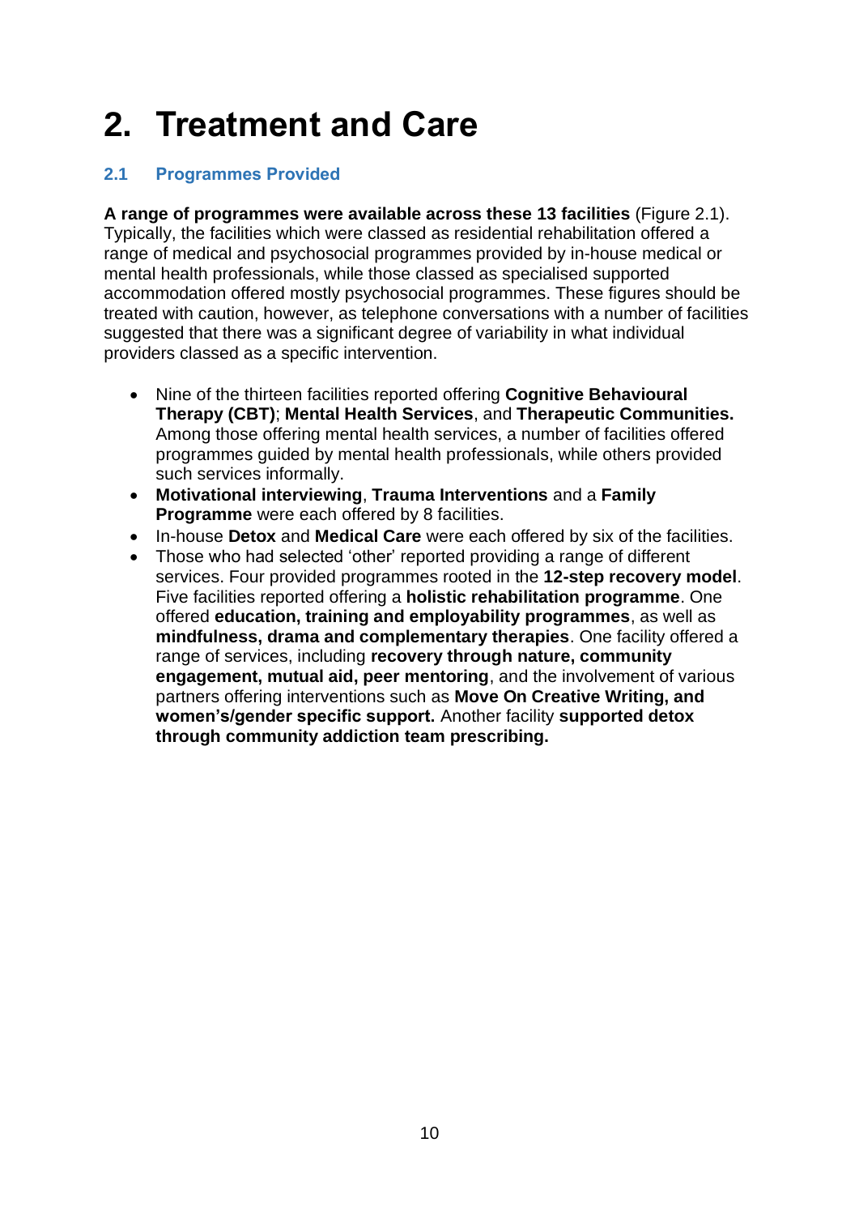# 2. Treatment and Care

## 2.1 Programmes Provided

**A range of programmes were available across these 13 facilities** (Figure 2.1). Typically, the facilities which were classed as residential rehabilitation offered a range of medical and psychosocial programmes provided by in-house medical or mental health professionals, while those classed as specialised supported accommodation offered mostly psychosocial programmes. These figures should be treated with caution, however, as telephone conversations with a number of facilities suggested that there was a significant degree of variability in what individual providers classed as a specific intervention.

- Nine of the thirteen facilities reported offering **Cognitive Behavioural Therapy (CBT)**; **Mental Health Services**, and **Therapeutic Communities.** Among those offering mental health services, a number of facilities offered programmes guided by mental health professionals, while others provided such services informally.
- **Motivational interviewing**, **Trauma Interventions** and a **Family Programme** were each offered by 8 facilities.
- In-house **Detox** and **Medical Care** were each offered by six of the facilities.
- Those who had selected 'other' reported providing a range of different services. Four provided programmes rooted in the **12-step recovery model**. Five facilities reported offering a **holistic rehabilitation programme**. One offered **education, training and employability programmes**, as well as **mindfulness, drama and complementary therapies**. One facility offered a range of services, including **recovery through nature, community engagement, mutual aid, peer mentoring**, and the involvement of various partners offering interventions such as **Move On Creative Writing, and women's/gender specific support.** Another facility **supported detox through community addiction team prescribing.**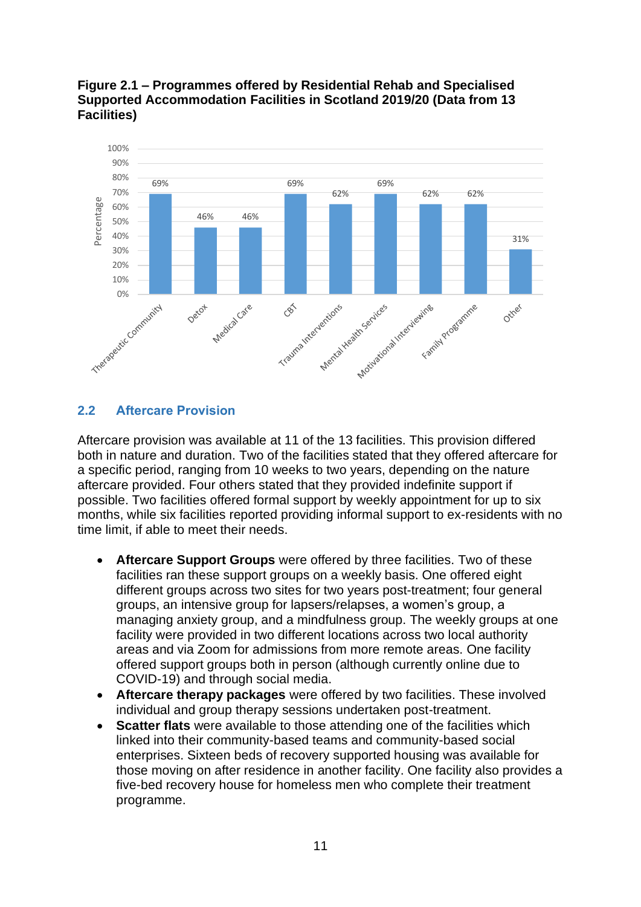**Figure 2.1 – Programmes offered by Residential Rehab and Specialised Supported Accommodation Facilities in Scotland 2019/20 (Data from 13 Facilities)**

| Programme | Percentage |
|---|---|
| Therapeutic Community | 69% |
| Detox | 46% |
| Medical Care | 46% |
| CBT | 69% |
| Trauma Interventions | 62% |
| Mental Health Services | 69% |
| Motivational Interviewing | 62% |
| Family Programme | 62% |
| Other | 31% |

## 2.2 Aftercare Provision

Aftercare provision was available at 11 of the 13 facilities. This provision differed both in nature and duration. Two of the facilities stated that they offered aftercare for a specific period, ranging from 10 weeks to two years, depending on the nature aftercare provided. Four others stated that they provided indefinite support if possible. Two facilities offered formal support by weekly appointment for up to six months, while six facilities reported providing informal support to ex-residents with no time limit, if able to meet their needs.

- **Aftercare Support Groups** were offered by three facilities. Two of these facilities ran these support groups on a weekly basis. One offered eight different groups across two sites for two years post-treatment; four general groups, an intensive group for lapsers/relapses, a women's group, a managing anxiety group, and a mindfulness group. The weekly groups at one facility were provided in two different locations across two local authority areas and via Zoom for admissions from more remote areas. One facility offered support groups both in person (although currently online due to COVID-19) and through social media.
- **Aftercare therapy packages** were offered by two facilities. These involved individual and group therapy sessions undertaken post-treatment.
- **Scatter flats** were available to those attending one of the facilities which linked into their community-based teams and community-based social enterprises. Sixteen beds of recovery supported housing was available for those moving on after residence in another facility. One facility also provides a five-bed recovery house for homeless men who complete their treatment programme.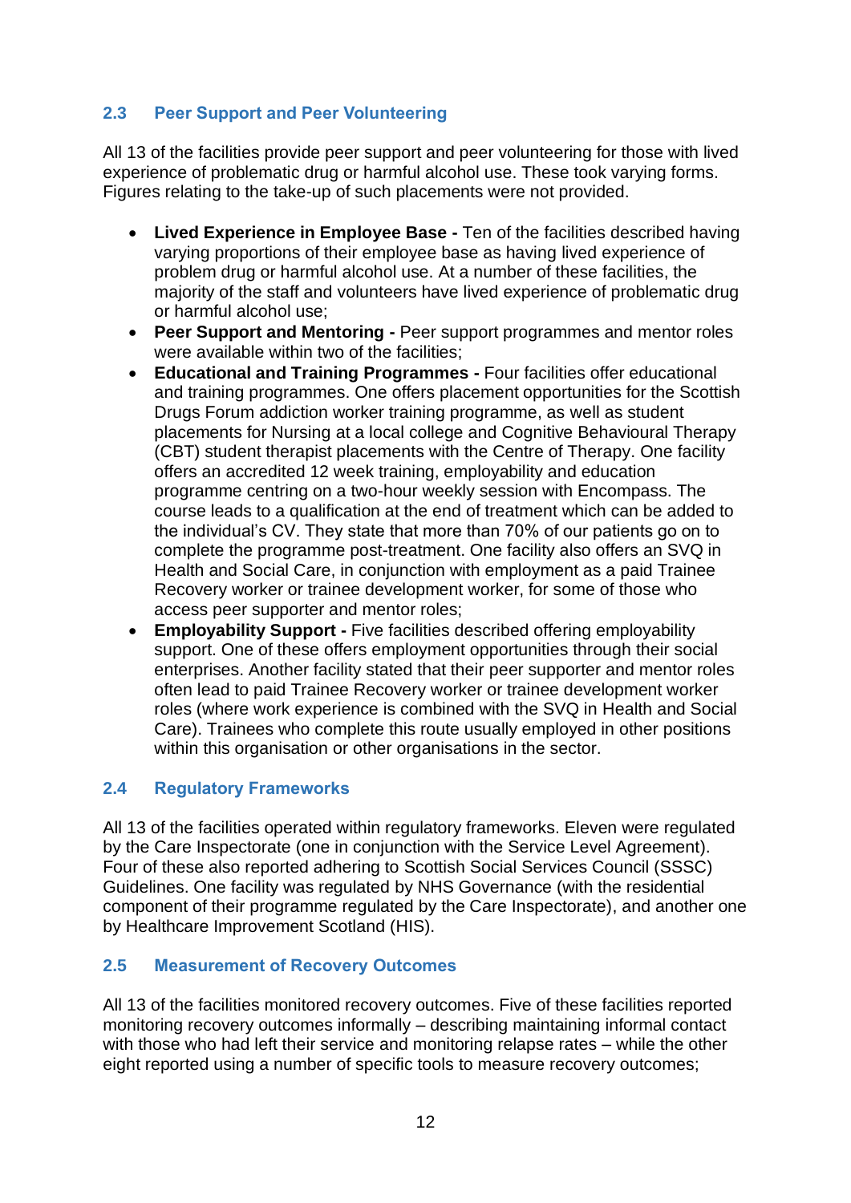## 2.3 Peer Support and Peer Volunteering

All 13 of the facilities provide peer support and peer volunteering for those with lived experience of problematic drug or harmful alcohol use. These took varying forms. Figures relating to the take-up of such placements were not provided.

- **Lived Experience in Employee Base -** Ten of the facilities described having varying proportions of their employee base as having lived experience of problem drug or harmful alcohol use. At a number of these facilities, the majority of the staff and volunteers have lived experience of problematic drug or harmful alcohol use;
- **Peer Support and Mentoring -** Peer support programmes and mentor roles were available within two of the facilities;
- **Educational and Training Programmes -** Four facilities offer educational and training programmes. One offers placement opportunities for the Scottish Drugs Forum addiction worker training programme, as well as student placements for Nursing at a local college and Cognitive Behavioural Therapy (CBT) student therapist placements with the Centre of Therapy. One facility offers an accredited 12 week training, employability and education programme centring on a two-hour weekly session with Encompass. The course leads to a qualification at the end of treatment which can be added to the individual's CV. They state that more than 70% of our patients go on to complete the programme post-treatment. One facility also offers an SVQ in Health and Social Care, in conjunction with employment as a paid Trainee Recovery worker or trainee development worker, for some of those who access peer supporter and mentor roles;
- **Employability Support -** Five facilities described offering employability support. One of these offers employment opportunities through their social enterprises. Another facility stated that their peer supporter and mentor roles often lead to paid Trainee Recovery worker or trainee development worker roles (where work experience is combined with the SVQ in Health and Social Care). Trainees who complete this route usually employed in other positions within this organisation or other organisations in the sector.

## 2.4 Regulatory Frameworks

All 13 of the facilities operated within regulatory frameworks. Eleven were regulated by the Care Inspectorate (one in conjunction with the Service Level Agreement). Four of these also reported adhering to Scottish Social Services Council (SSSC) Guidelines. One facility was regulated by NHS Governance (with the residential component of their programme regulated by the Care Inspectorate), and another one by Healthcare Improvement Scotland (HIS).

## 2.5 Measurement of Recovery Outcomes

All 13 of the facilities monitored recovery outcomes. Five of these facilities reported monitoring recovery outcomes informally – describing maintaining informal contact with those who had left their service and monitoring relapse rates – while the other eight reported using a number of specific tools to measure recovery outcomes;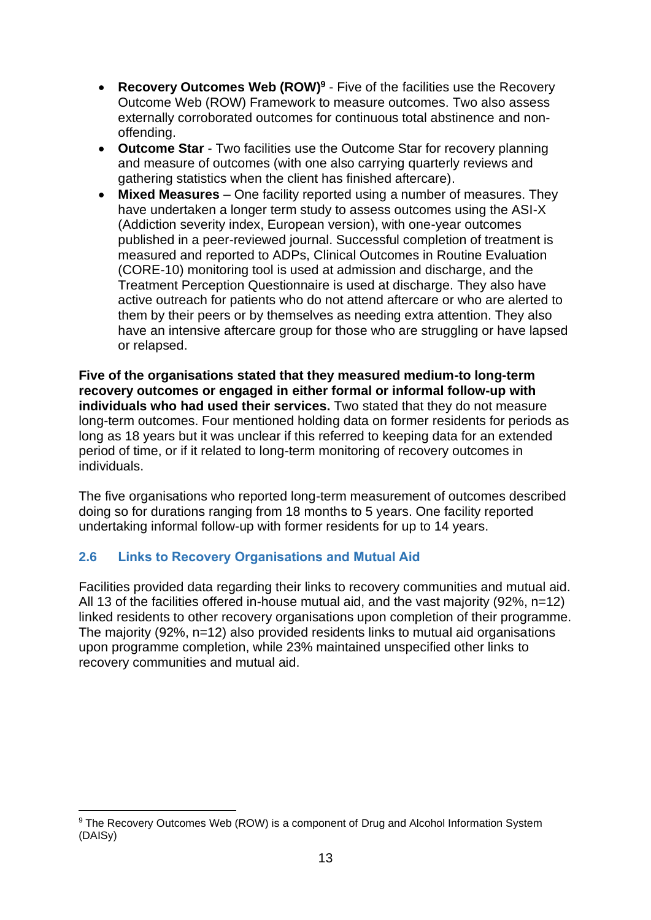- **Recovery Outcomes Web (ROW)**[9] - Five of the facilities use the Recovery Outcome Web (ROW) Framework to measure outcomes. Two also assess externally corroborated outcomes for continuous total abstinence and non-offending.
- **Outcome Star** - Two facilities use the Outcome Star for recovery planning and measure of outcomes (with one also carrying quarterly reviews and gathering statistics when the client has finished aftercare).
- **Mixed Measures** – One facility reported using a number of measures. They have undertaken a longer term study to assess outcomes using the ASI-X (Addiction severity index, European version), with one-year outcomes published in a peer-reviewed journal. Successful completion of treatment is measured and reported to ADPs, Clinical Outcomes in Routine Evaluation (CORE-10) monitoring tool is used at admission and discharge, and the Treatment Perception Questionnaire is used at discharge. They also have active outreach for patients who do not attend aftercare or who are alerted to them by their peers or by themselves as needing extra attention. They also have an intensive aftercare group for those who are struggling or have lapsed or relapsed.

**Five of the organisations stated that they measured medium-to long-term recovery outcomes or engaged in either formal or informal follow-up with individuals who had used their services.** Two stated that they do not measure long-term outcomes. Four mentioned holding data on former residents for periods as long as 18 years but it was unclear if this referred to keeping data for an extended period of time, or if it related to long-term monitoring of recovery outcomes in individuals.

The five organisations who reported long-term measurement of outcomes described doing so for durations ranging from 18 months to 5 years. One facility reported undertaking informal follow-up with former residents for up to 14 years.

## 2.6 Links to Recovery Organisations and Mutual Aid

Facilities provided data regarding their links to recovery communities and mutual aid. All 13 of the facilities offered in-house mutual aid, and the vast majority (92%, n=12) linked residents to other recovery organisations upon completion of their programme. The majority (92%, n=12) also provided residents links to mutual aid organisations upon programme completion, while 23% maintained unspecified other links to recovery communities and mutual aid.

[9] The Recovery Outcomes Web (ROW) is a component of Drug and Alcohol Information System (DAISy)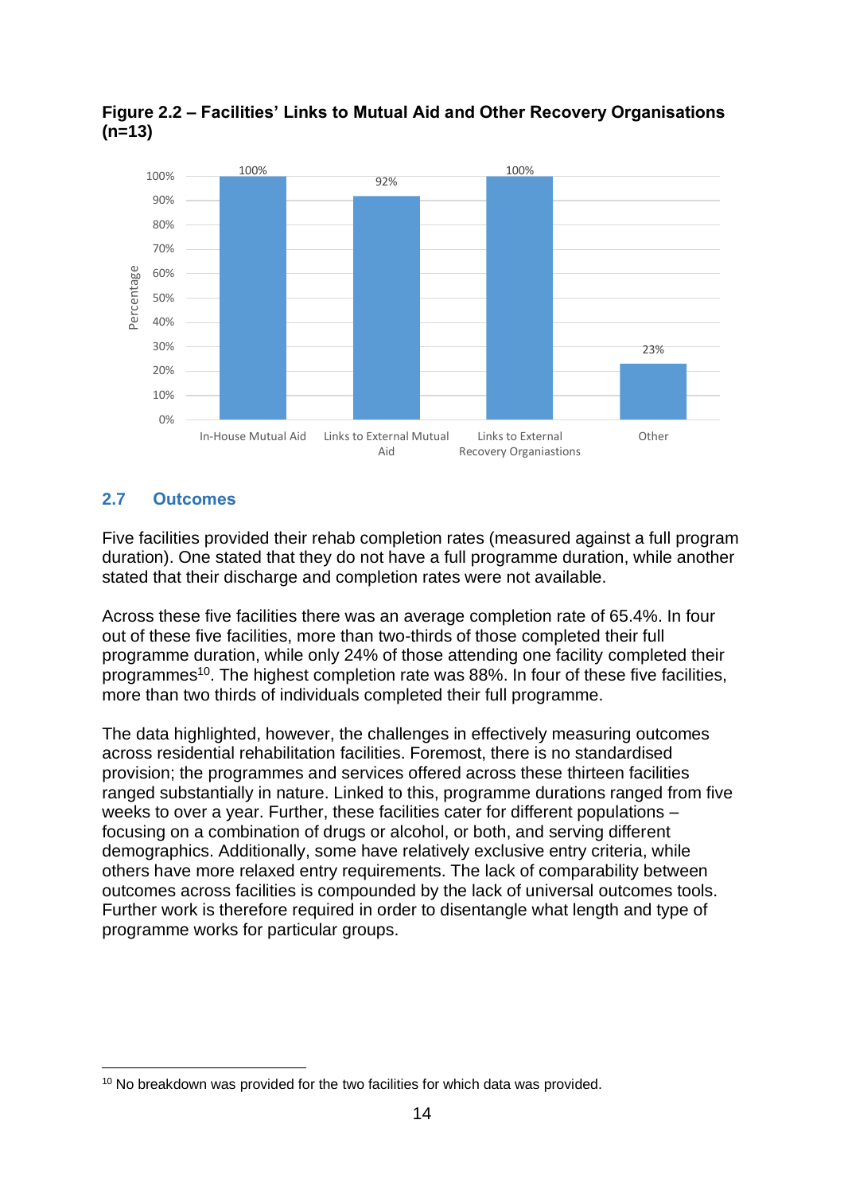**Figure 2.2 – Facilities' Links to Mutual Aid and Other Recovery Organisations (n=13)**

| Category | Percentage |
|---|---|
| In-House Mutual Aid | 100% |
| Links to External Mutual Aid | 92% |
| Links to External Recovery Organiastions | 100% |
| Other | 23% |

## 2.7 Outcomes

Five facilities provided their rehab completion rates (measured against a full program duration). One stated that they do not have a full programme duration, while another stated that their discharge and completion rates were not available.

Across these five facilities there was an average completion rate of 65.4%. In four out of these five facilities, more than two-thirds of those completed their full programme duration, while only 24% of those attending one facility completed their programmes[10]. The highest completion rate was 88%. In four of these five facilities, more than two thirds of individuals completed their full programme.

The data highlighted, however, the challenges in effectively measuring outcomes across residential rehabilitation facilities. Foremost, there is no standardised provision; the programmes and services offered across these thirteen facilities ranged substantially in nature. Linked to this, programme durations ranged from five weeks to over a year. Further, these facilities cater for different populations – focusing on a combination of drugs or alcohol, or both, and serving different demographics. Additionally, some have relatively exclusive entry criteria, while others have more relaxed entry requirements. The lack of comparability between outcomes across facilities is compounded by the lack of universal outcomes tools. Further work is therefore required in order to disentangle what length and type of programme works for particular groups.

[10] No breakdown was provided for the two facilities for which data was provided.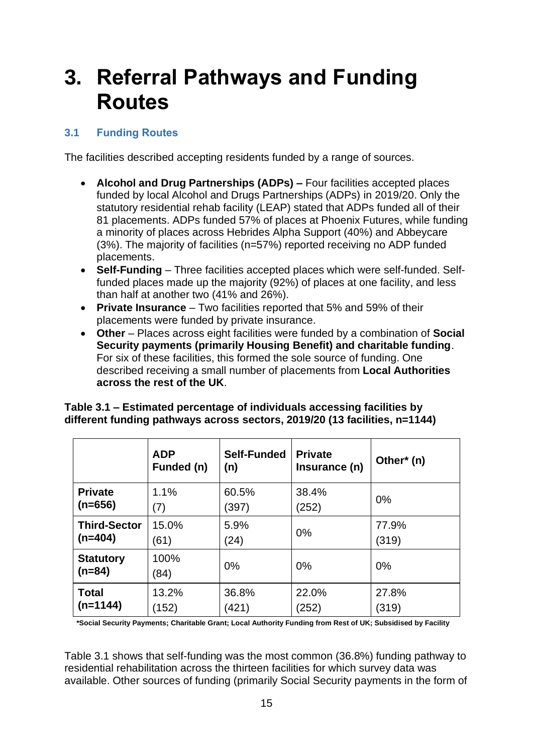# 3. Referral Pathways and Funding Routes

## 3.1 Funding Routes

The facilities described accepting residents funded by a range of sources.

- **Alcohol and Drug Partnerships (ADPs) –** Four facilities accepted places funded by local Alcohol and Drugs Partnerships (ADPs) in 2019/20. Only the statutory residential rehab facility (LEAP) stated that ADPs funded all of their 81 placements. ADPs funded 57% of places at Phoenix Futures, while funding a minority of places across Hebrides Alpha Support (40%) and Abbeycare (3%). The majority of facilities (n=57%) reported receiving no ADP funded placements.
- **Self-Funding** – Three facilities accepted places which were self-funded. Self-funded places made up the majority (92%) of places at one facility, and less than half at another two (41% and 26%).
- **Private Insurance** – Two facilities reported that 5% and 59% of their placements were funded by private insurance.
- **Other** – Places across eight facilities were funded by a combination of **Social Security payments (primarily Housing Benefit) and charitable funding**. For six of these facilities, this formed the sole source of funding. One described receiving a small number of placements from **Local Authorities across the rest of the UK**.

**Table 3.1 – Estimated percentage of individuals accessing facilities by different funding pathways across sectors, 2019/20 (13 facilities, n=1144)**

| | ADP Funded (n) | Self-Funded (n) | Private Insurance (n) | Other* (n) |
|---|---|---|---|---|
| **Private (n=656)** | 1.1% (7) | 60.5% (397) | 38.4% (252) | 0% |
| **Third-Sector (n=404)** | 15.0% (61) | 5.9% (24) | 0% | 77.9% (319) |
| **Statutory (n=84)** | 100% (84) | 0% | 0% | 0% |
| **Total (n=1144)** | 13.2% (152) | 36.8% (421) | 22.0% (252) | 27.8% (319) |

**\*Social Security Payments; Charitable Grant; Local Authority Funding from Rest of UK; Subsidised by Facility**

Table 3.1 shows that self-funding was the most common (36.8%) funding pathway to residential rehabilitation across the thirteen facilities for which survey data was available. Other sources of funding (primarily Social Security payments in the form of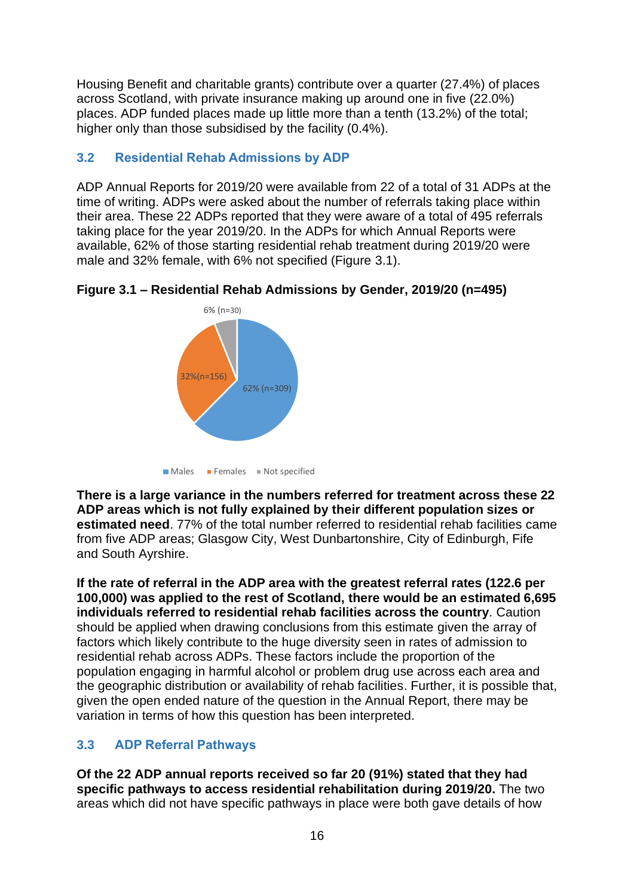Housing Benefit and charitable grants) contribute over a quarter (27.4%) of places across Scotland, with private insurance making up around one in five (22.0%) places. ADP funded places made up little more than a tenth (13.2%) of the total; higher only than those subsidised by the facility (0.4%).

## 3.2 Residential Rehab Admissions by ADP

ADP Annual Reports for 2019/20 were available from 22 of a total of 31 ADPs at the time of writing. ADPs were asked about the number of referrals taking place within their area. These 22 ADPs reported that they were aware of a total of 495 referrals taking place for the year 2019/20. In the ADPs for which Annual Reports were available, 62% of those starting residential rehab treatment during 2019/20 were male and 32% female, with 6% not specified (Figure 3.1).

**Figure 3.1 – Residential Rehab Admissions by Gender, 2019/20 (n=495)**

| Gender | Percentage (n) |
|---|---|
| Males | 62% (n=309) |
| Females | 32% (n=156) |
| Not specified | 6% (n=30) |

**There is a large variance in the numbers referred for treatment across these 22 ADP areas which is not fully explained by their different population sizes or estimated need**. 77% of the total number referred to residential rehab facilities came from five ADP areas; Glasgow City, West Dunbartonshire, City of Edinburgh, Fife and South Ayrshire.

**If the rate of referral in the ADP area with the greatest referral rates (122.6 per 100,000) was applied to the rest of Scotland, there would be an estimated 6,695 individuals referred to residential rehab facilities across the country**. Caution should be applied when drawing conclusions from this estimate given the array of factors which likely contribute to the huge diversity seen in rates of admission to residential rehab across ADPs. These factors include the proportion of the population engaging in harmful alcohol or problem drug use across each area and the geographic distribution or availability of rehab facilities. Further, it is possible that, given the open ended nature of the question in the Annual Report, there may be variation in terms of how this question has been interpreted.

## 3.3 ADP Referral Pathways

**Of the 22 ADP annual reports received so far 20 (91%) stated that they had specific pathways to access residential rehabilitation during 2019/20.** The two areas which did not have specific pathways in place were both gave details of how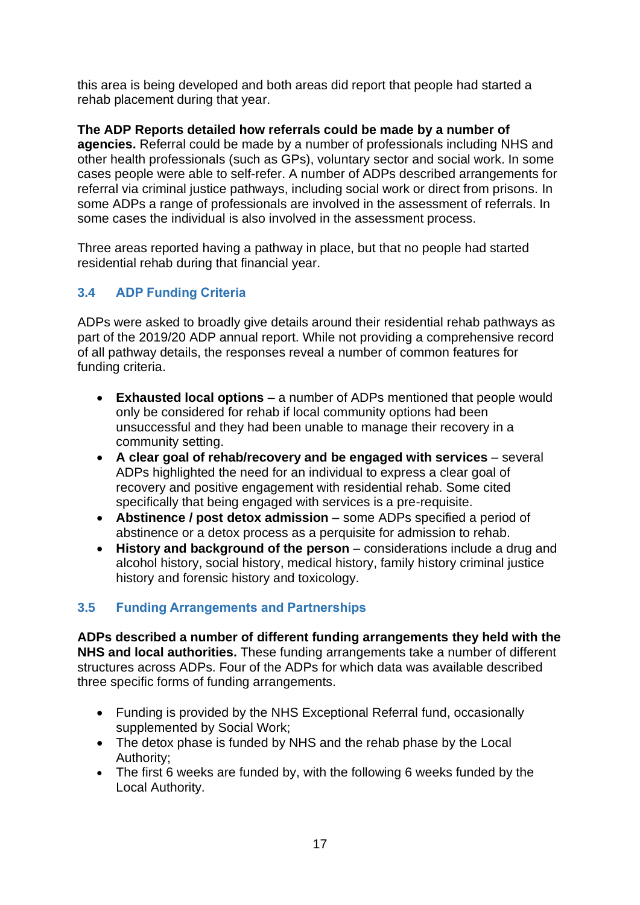this area is being developed and both areas did report that people had started a rehab placement during that year.

**The ADP Reports detailed how referrals could be made by a number of agencies.** Referral could be made by a number of professionals including NHS and other health professionals (such as GPs), voluntary sector and social work. In some cases people were able to self-refer. A number of ADPs described arrangements for referral via criminal justice pathways, including social work or direct from prisons. In some ADPs a range of professionals are involved in the assessment of referrals. In some cases the individual is also involved in the assessment process.

Three areas reported having a pathway in place, but that no people had started residential rehab during that financial year.

### 3.4 ADP Funding Criteria

ADPs were asked to broadly give details around their residential rehab pathways as part of the 2019/20 ADP annual report. While not providing a comprehensive record of all pathway details, the responses reveal a number of common features for funding criteria.

- **Exhausted local options** – a number of ADPs mentioned that people would only be considered for rehab if local community options had been unsuccessful and they had been unable to manage their recovery in a community setting.
- **A clear goal of rehab/recovery and be engaged with services** – several ADPs highlighted the need for an individual to express a clear goal of recovery and positive engagement with residential rehab. Some cited specifically that being engaged with services is a pre-requisite.
- **Abstinence / post detox admission** – some ADPs specified a period of abstinence or a detox process as a perquisite for admission to rehab.
- **History and background of the person** – considerations include a drug and alcohol history, social history, medical history, family history criminal justice history and forensic history and toxicology.

### 3.5 Funding Arrangements and Partnerships

**ADPs described a number of different funding arrangements they held with the NHS and local authorities.** These funding arrangements take a number of different structures across ADPs. Four of the ADPs for which data was available described three specific forms of funding arrangements.

- Funding is provided by the NHS Exceptional Referral fund, occasionally supplemented by Social Work;
- The detox phase is funded by NHS and the rehab phase by the Local Authority;
- The first 6 weeks are funded by, with the following 6 weeks funded by the Local Authority.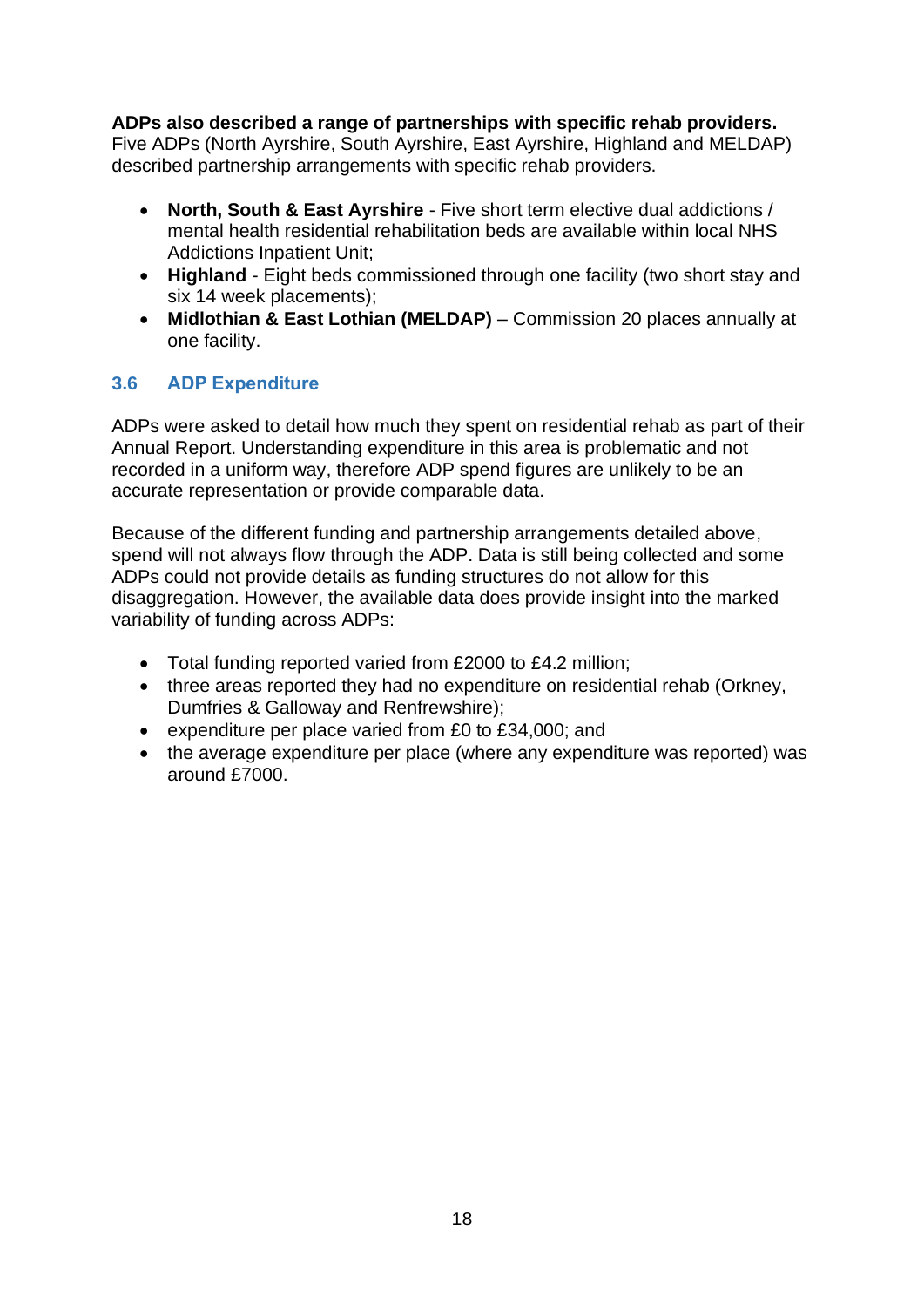**ADPs also described a range of partnerships with specific rehab providers.** Five ADPs (North Ayrshire, South Ayrshire, East Ayrshire, Highland and MELDAP) described partnership arrangements with specific rehab providers.

- **North, South & East Ayrshire** - Five short term elective dual addictions / mental health residential rehabilitation beds are available within local NHS Addictions Inpatient Unit;
- **Highland** - Eight beds commissioned through one facility (two short stay and six 14 week placements);
- **Midlothian & East Lothian (MELDAP)** – Commission 20 places annually at one facility.

### 3.6 ADP Expenditure

ADPs were asked to detail how much they spent on residential rehab as part of their Annual Report. Understanding expenditure in this area is problematic and not recorded in a uniform way, therefore ADP spend figures are unlikely to be an accurate representation or provide comparable data.

Because of the different funding and partnership arrangements detailed above, spend will not always flow through the ADP. Data is still being collected and some ADPs could not provide details as funding structures do not allow for this disaggregation. However, the available data does provide insight into the marked variability of funding across ADPs:

- Total funding reported varied from £2000 to £4.2 million;
- three areas reported they had no expenditure on residential rehab (Orkney, Dumfries & Galloway and Renfrewshire);
- expenditure per place varied from £0 to £34,000; and
- the average expenditure per place (where any expenditure was reported) was around £7000.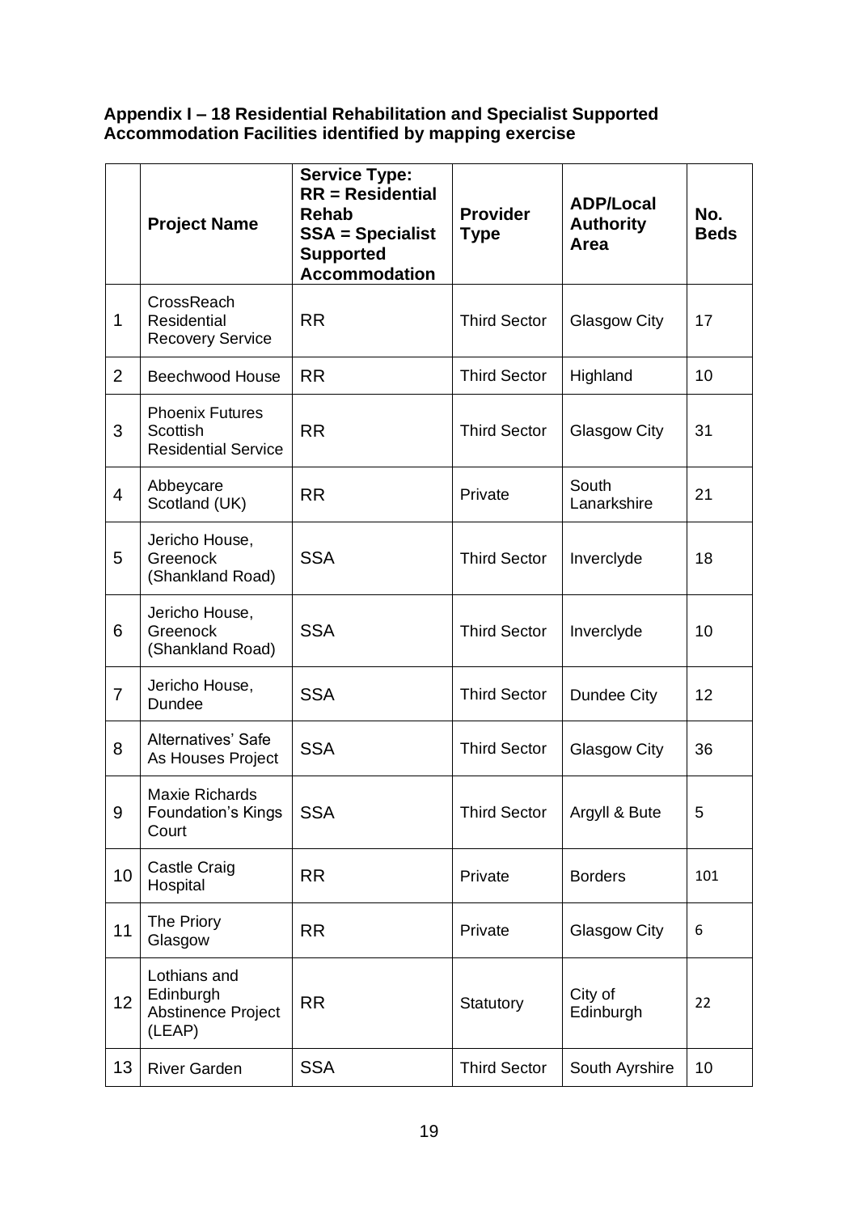**Appendix I – 18 Residential Rehabilitation and Specialist Supported Accommodation Facilities identified by mapping exercise**

| | Project Name | Service Type: RR = Residential Rehab SSA = Specialist Supported Accommodation | Provider Type | ADP/Local Authority Area | No. Beds |
|---|---|---|---|---|---|
| 1 | CrossReach Residential Recovery Service | RR | Third Sector | Glasgow City | 17 |
| 2 | Beechwood House | RR | Third Sector | Highland | 10 |
| 3 | Phoenix Futures Scottish Residential Service | RR | Third Sector | Glasgow City | 31 |
| 4 | Abbeycare Scotland (UK) | RR | Private | South Lanarkshire | 21 |
| 5 | Jericho House, Greenock (Shankland Road) | SSA | Third Sector | Inverclyde | 18 |
| 6 | Jericho House, Greenock (Shankland Road) | SSA | Third Sector | Inverclyde | 10 |
| 7 | Jericho House, Dundee | SSA | Third Sector | Dundee City | 12 |
| 8 | Alternatives' Safe As Houses Project | SSA | Third Sector | Glasgow City | 36 |
| 9 | Maxie Richards Foundation's Kings Court | SSA | Third Sector | Argyll & Bute | 5 |
| 10 | Castle Craig Hospital | RR | Private | Borders | 101 |
| 11 | The Priory Glasgow | RR | Private | Glasgow City | 6 |
| 12 | Lothians and Edinburgh Abstinence Project (LEAP) | RR | Statutory | City of Edinburgh | 22 |
| 13 | River Garden | SSA | Third Sector | South Ayrshire | 10 |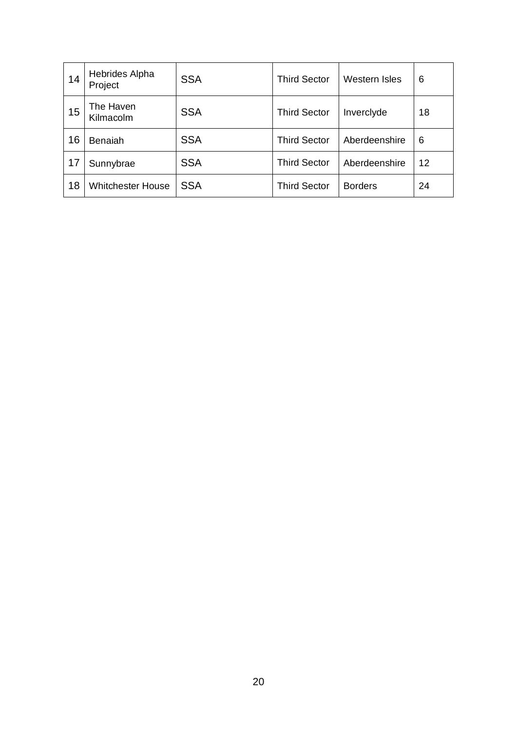| 14 | Hebrides Alpha Project | SSA | Third Sector | Western Isles | 6 |
|---|---|---|---|---|---|
| 15 | The Haven Kilmacolm | SSA | Third Sector | Inverclyde | 18 |
| 16 | Benaiah | SSA | Third Sector | Aberdeenshire | 6 |
| 17 | Sunnybrae | SSA | Third Sector | Aberdeenshire | 12 |
| 18 | Whitchester House | SSA | Third Sector | Borders | 24 |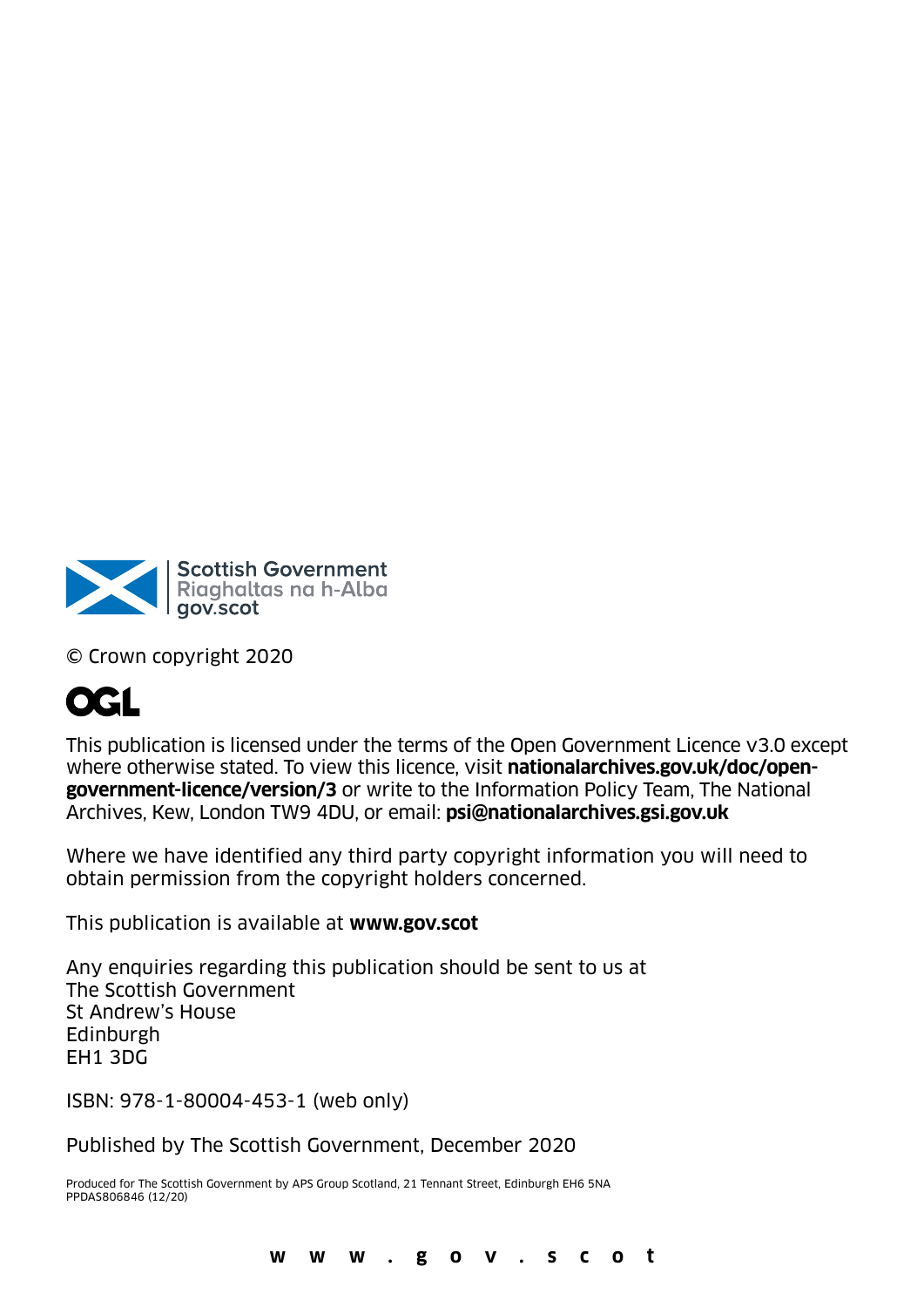Scottish Government
Riaghaltas na h-Alba
gov.scot

© Crown copyright 2020

OGL

This publication is licensed under the terms of the Open Government Licence v3.0 except where otherwise stated. To view this licence, visit **nationalarchives.gov.uk/doc/open-government-licence/version/3** or write to the Information Policy Team, The National Archives, Kew, London TW9 4DU, or email: **psi@nationalarchives.gsi.gov.uk**

Where we have identified any third party copyright information you will need to obtain permission from the copyright holders concerned.

This publication is available at **www.gov.scot**

Any enquiries regarding this publication should be sent to us at
The Scottish Government
St Andrew's House
Edinburgh
EH1 3DG

ISBN: 978-1-80004-453-1 (web only)

Published by The Scottish Government, December 2020

Produced for The Scottish Government by APS Group Scotland, 21 Tennant Street, Edinburgh EH6 5NA
PPDAS806846 (12/20)

**w w w . g o v . s c o t**